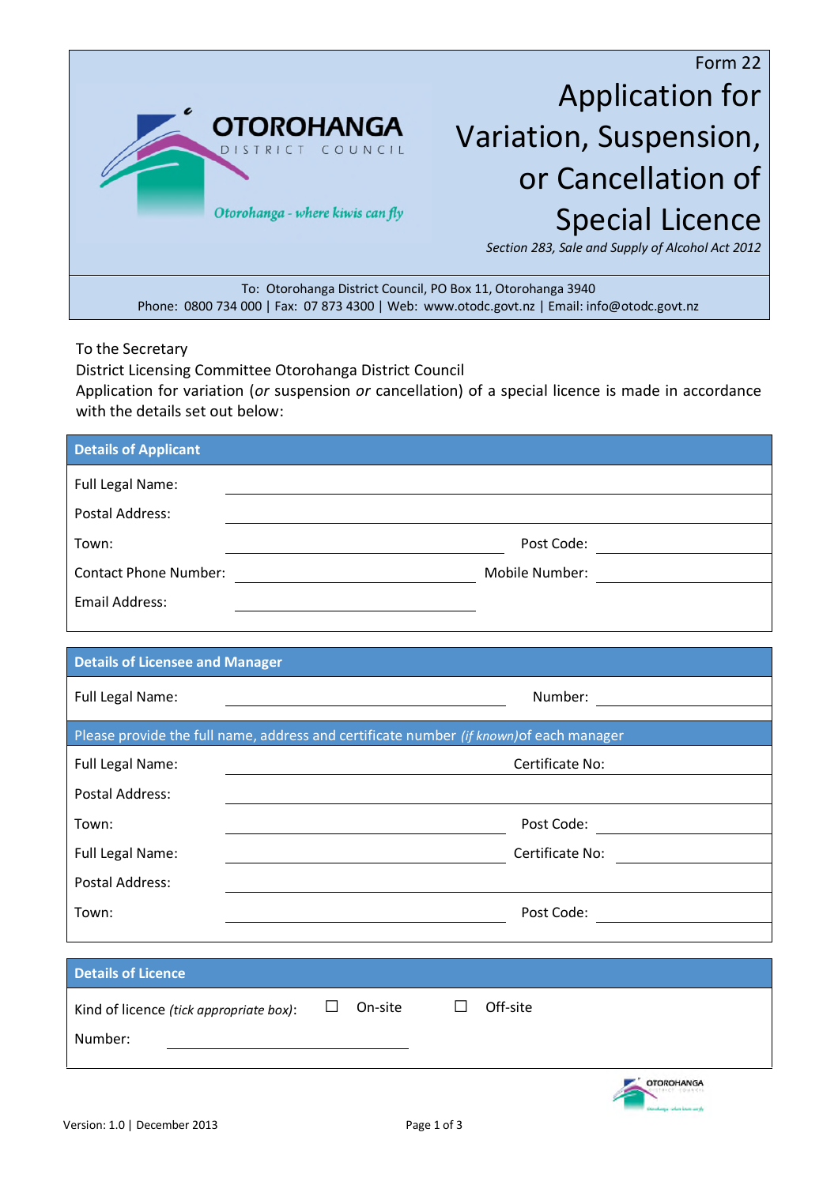Form 22

# Application for Variation, Suspension, or Cancellation of Special Licence

*Section 283, Sale and Supply of Alcohol Act 2012*

To: Otorohanga District Council, PO Box 11, Otorohanga 3940
Phone: 0800 734 000 | Fax: 07 873 4300 | Web: www.otodc.govt.nz | Email: info@otodc.govt.nz

To the Secretary
District Licensing Committee Otorohanga District Council
Application for variation (*or* suspension *or* cancellation) of a special licence is made in accordance with the details set out below:

## Details of Applicant

Full Legal Name: ______________________________

Postal Address: ______________________________

Town: ______________________ Post Code: ____________

Contact Phone Number: ______________________ Mobile Number: ____________

Email Address: ______________________

## Details of Licensee and Manager

Full Legal Name: ______________________ Number: ____________

Please provide the full name, address and certificate number *(if known)* of each manager

Full Legal Name: ______________________ Certificate No: ____________

Postal Address: ______________________________

Town: ______________________ Post Code: ____________

Full Legal Name: ______________________ Certificate No: ____________

Postal Address: ______________________________

Town: ______________________ Post Code: ____________

## Details of Licence

Kind of licence *(tick appropriate box)*: ☐ On-site ☐ Off-site

Number: ______________________

Version: 1.0 | December 2013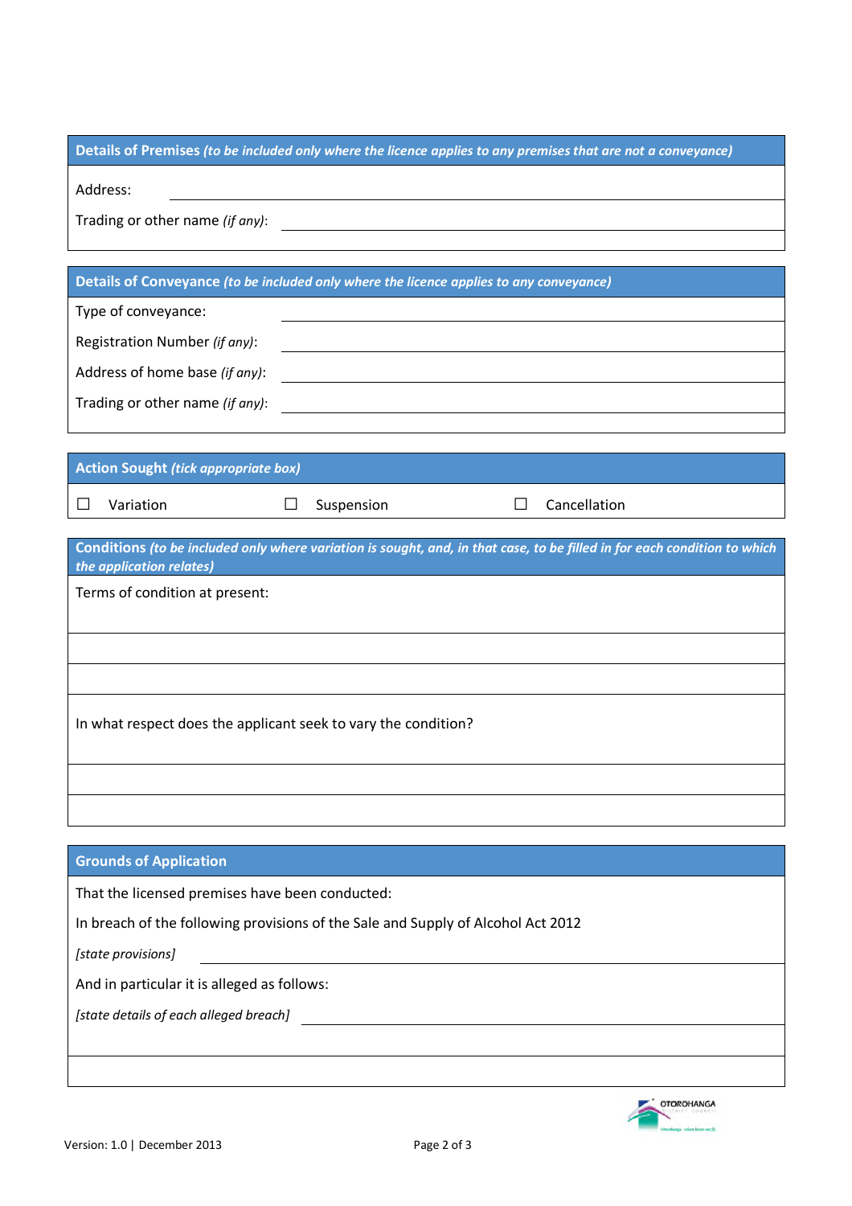## Details of Premises *(to be included only where the licence applies to any premises that are not a conveyance)*

Address: \_\_\_\_\_\_\_\_\_\_\_\_\_\_\_\_\_\_\_\_\_\_\_\_\_\_\_\_\_\_\_\_\_\_\_\_\_\_\_\_

Trading or other name *(if any)*: \_\_\_\_\_\_\_\_\_\_\_\_\_\_\_\_\_\_\_\_\_\_\_\_\_\_\_\_\_\_\_\_\_\_\_\_\_\_\_\_

## Details of Conveyance *(to be included only where the licence applies to any conveyance)*

Type of conveyance: \_\_\_\_\_\_\_\_\_\_\_\_\_\_\_\_\_\_\_\_\_\_\_\_\_\_\_\_\_\_\_\_\_\_\_\_\_\_\_\_

Registration Number *(if any)*: \_\_\_\_\_\_\_\_\_\_\_\_\_\_\_\_\_\_\_\_\_\_\_\_\_\_\_\_\_\_\_\_\_\_\_\_\_\_\_\_

Address of home base *(if any)*: \_\_\_\_\_\_\_\_\_\_\_\_\_\_\_\_\_\_\_\_\_\_\_\_\_\_\_\_\_\_\_\_\_\_\_\_\_\_\_\_

Trading or other name *(if any)*: \_\_\_\_\_\_\_\_\_\_\_\_\_\_\_\_\_\_\_\_\_\_\_\_\_\_\_\_\_\_\_\_\_\_\_\_\_\_\_\_

## Action Sought *(tick appropriate box)*

☐ Variation ☐ Suspension ☐ Cancellation

## Conditions *(to be included only where variation is sought, and, in that case, to be filled in for each condition to which the application relates)*

Terms of condition at present:

\_\_\_\_\_\_\_\_\_\_\_\_\_\_\_\_\_\_\_\_\_\_\_\_\_\_\_\_\_\_\_\_\_\_\_\_\_\_\_\_

\_\_\_\_\_\_\_\_\_\_\_\_\_\_\_\_\_\_\_\_\_\_\_\_\_\_\_\_\_\_\_\_\_\_\_\_\_\_\_\_

In what respect does the applicant seek to vary the condition?

\_\_\_\_\_\_\_\_\_\_\_\_\_\_\_\_\_\_\_\_\_\_\_\_\_\_\_\_\_\_\_\_\_\_\_\_\_\_\_\_

\_\_\_\_\_\_\_\_\_\_\_\_\_\_\_\_\_\_\_\_\_\_\_\_\_\_\_\_\_\_\_\_\_\_\_\_\_\_\_\_

## Grounds of Application

That the licensed premises have been conducted:

In breach of the following provisions of the Sale and Supply of Alcohol Act 2012

*[state provisions]* \_\_\_\_\_\_\_\_\_\_\_\_\_\_\_\_\_\_\_\_\_\_\_\_\_\_\_\_\_\_\_\_\_\_\_\_\_\_\_\_

And in particular it is alleged as follows:

*[state details of each alleged breach]* \_\_\_\_\_\_\_\_\_\_\_\_\_\_\_\_\_\_\_\_\_\_\_\_\_\_\_\_\_\_\_\_\_\_\_\_\_\_\_\_

\_\_\_\_\_\_\_\_\_\_\_\_\_\_\_\_\_\_\_\_\_\_\_\_\_\_\_\_\_\_\_\_\_\_\_\_\_\_\_\_

\_\_\_\_\_\_\_\_\_\_\_\_\_\_\_\_\_\_\_\_\_\_\_\_\_\_\_\_\_\_\_\_\_\_\_\_\_\_\_\_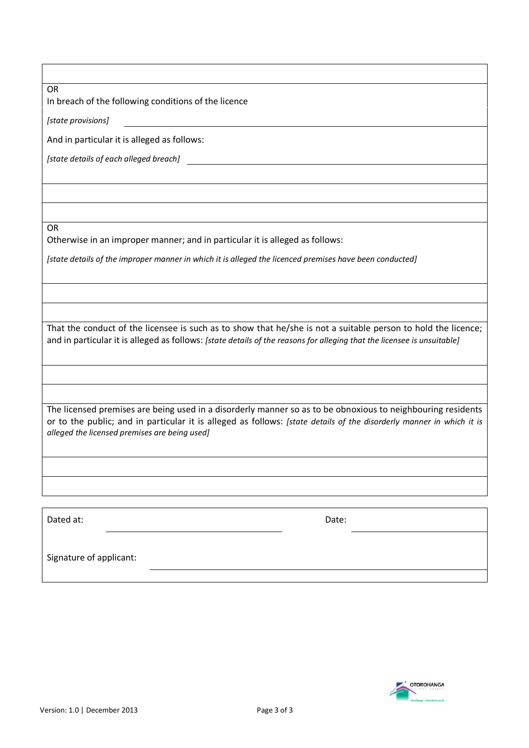OR

In breach of the following conditions of the licence

*[state provisions]* \_\_\_\_\_\_\_\_\_\_\_\_\_\_\_\_\_\_\_\_\_\_\_\_\_\_\_\_\_\_\_\_

And in particular it is alleged as follows:

*[state details of each alleged breach]* \_\_\_\_\_\_\_\_\_\_\_\_\_\_\_\_\_\_\_\_\_\_\_\_\_\_\_\_\_\_\_\_

OR

Otherwise in an improper manner; and in particular it is alleged as follows:

*[state details of the improper manner in which it is alleged the licenced premises have been conducted]*

That the conduct of the licensee is such as to show that he/she is not a suitable person to hold the licence; and in particular it is alleged as follows: *[state details of the reasons for alleging that the licensee is unsuitable]*

The licensed premises are being used in a disorderly manner so as to be obnoxious to neighbouring residents or to the public; and in particular it is alleged as follows: *[state details of the disorderly manner in which it is alleged the licensed premises are being used]*

Dated at: \_\_\_\_\_\_\_\_\_\_\_\_\_\_\_\_\_\_\_\_\_\_\_\_\_\_\_\_\_\_\_\_ Date: \_\_\_\_\_\_\_\_\_\_\_\_\_\_\_\_\_\_\_\_\_\_\_\_\_\_\_\_\_\_\_\_

Signature of applicant: \_\_\_\_\_\_\_\_\_\_\_\_\_\_\_\_\_\_\_\_\_\_\_\_\_\_\_\_\_\_\_\_

Version: 1.0 | December 2013